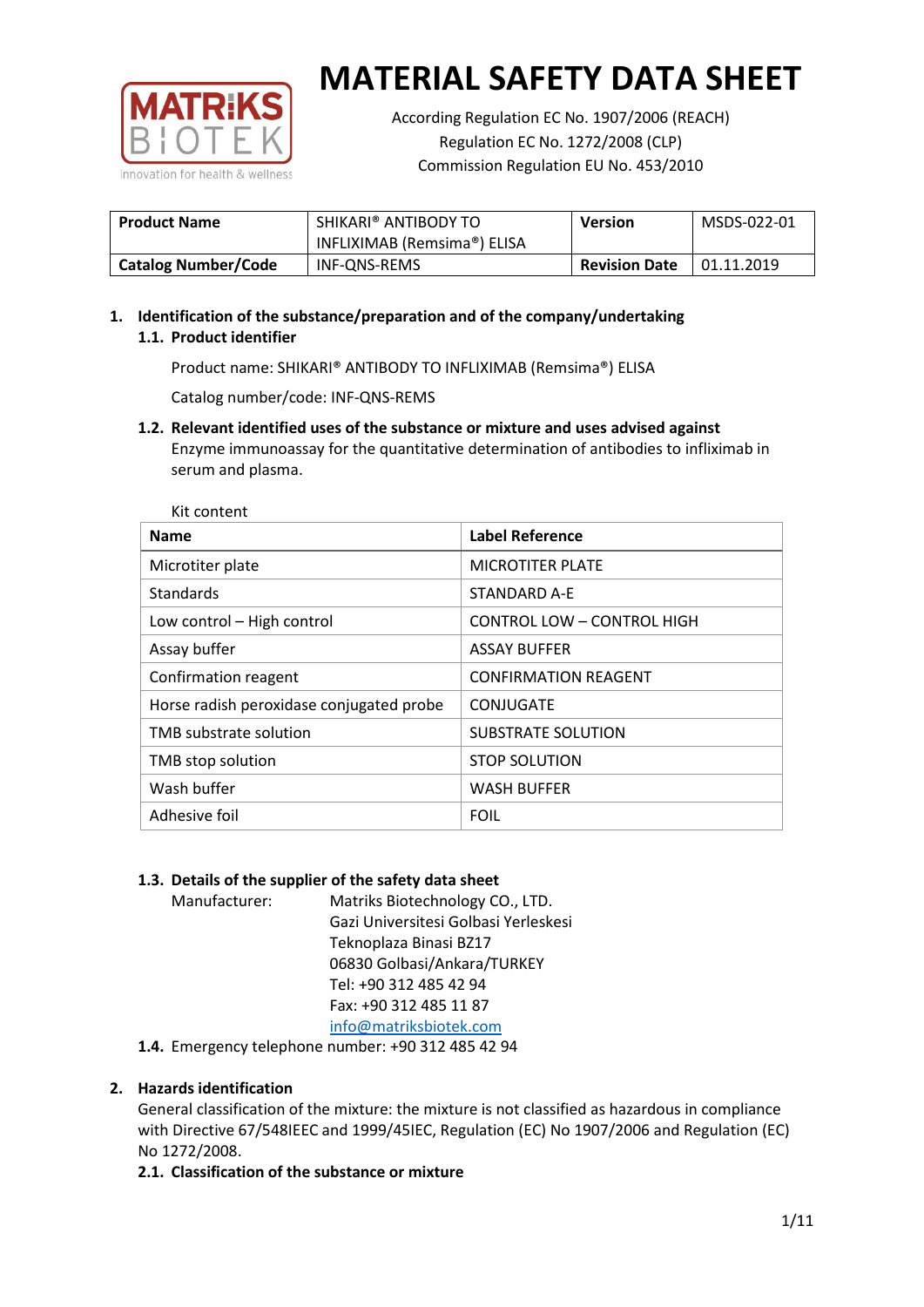# MATERIAL SAFETY DATA SHEET

According Regulation EC No. 1907/2006 (REACH)
Regulation EC No. 1272/2008 (CLP)
Commission Regulation EU No. 453/2010

| Product Name | SHIKARI® ANTIBODY TO INFLIXIMAB (Remsima®) ELISA | Version | MSDS-022-01 |
|---|---|---|---|
| Catalog Number/Code | INF-QNS-REMS | Revision Date | 01.11.2019 |

## 1. Identification of the substance/preparation and of the company/undertaking

### 1.1. Product identifier

Product name: SHIKARI® ANTIBODY TO INFLIXIMAB (Remsima®) ELISA

Catalog number/code: INF-QNS-REMS

### 1.2. Relevant identified uses of the substance or mixture and uses advised against

Enzyme immunoassay for the quantitative determination of antibodies to infliximab in serum and plasma.

Kit content

| Name | Label Reference |
|---|---|
| Microtiter plate | MICROTITER PLATE |
| Standards | STANDARD A-E |
| Low control – High control | CONTROL LOW – CONTROL HIGH |
| Assay buffer | ASSAY BUFFER |
| Confirmation reagent | CONFIRMATION REAGENT |
| Horse radish peroxidase conjugated probe | CONJUGATE |
| TMB substrate solution | SUBSTRATE SOLUTION |
| TMB stop solution | STOP SOLUTION |
| Wash buffer | WASH BUFFER |
| Adhesive foil | FOIL |

### 1.3. Details of the supplier of the safety data sheet

Manufacturer: Matriks Biotechnology CO., LTD.
Gazi Universitesi Golbasi Yerleskesi
Teknoplaza Binasi BZ17
06830 Golbasi/Ankara/TURKEY
Tel: +90 312 485 42 94
Fax: +90 312 485 11 87
info@matriksbiotek.com

### 1.4. Emergency telephone number: +90 312 485 42 94

## 2. Hazards identification

General classification of the mixture: the mixture is not classified as hazardous in compliance with Directive 67/548IEEC and 1999/45IEC, Regulation (EC) No 1907/2006 and Regulation (EC) No 1272/2008.

### 2.1. Classification of the substance or mixture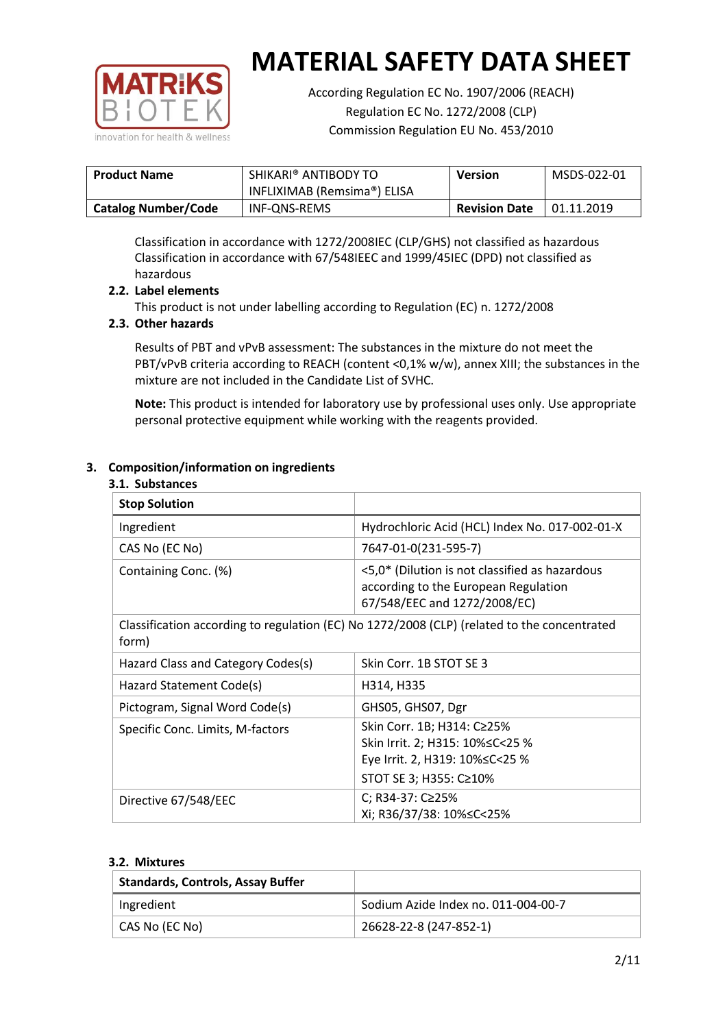# MATERIAL SAFETY DATA SHEET

According Regulation EC No. 1907/2006 (REACH)
Regulation EC No. 1272/2008 (CLP)
Commission Regulation EU No. 453/2010

| **Product Name** | SHIKARI® ANTIBODY TO INFLIXIMAB (Remsima®) ELISA | **Version** | MSDS-022-01 |
|---|---|---|---|
| **Catalog Number/Code** | INF-QNS-REMS | **Revision Date** | 01.11.2019 |

Classification in accordance with 1272/2008IEC (CLP/GHS) not classified as hazardous
Classification in accordance with 67/548IEEC and 1999/45IEC (DPD) not classified as hazardous

### 2.2. Label elements

This product is not under labelling according to Regulation (EC) n. 1272/2008

### 2.3. Other hazards

Results of PBT and vPvB assessment: The substances in the mixture do not meet the PBT/vPvB criteria according to REACH (content <0,1% w/w), annex XIII; the substances in the mixture are not included in the Candidate List of SVHC.

**Note:** This product is intended for laboratory use by professional uses only. Use appropriate personal protective equipment while working with the reagents provided.

## 3. Composition/information on ingredients

### 3.1. Substances

| **Stop Solution** | |
|---|---|
| Ingredient | Hydrochloric Acid (HCL) Index No. 017-002-01-X |
| CAS No (EC No) | 7647-01-0(231-595-7) |
| Containing Conc. (%) | <5,0* (Dilution is not classified as hazardous according to the European Regulation 67/548/EEC and 1272/2008/EC) |
| Classification according to regulation (EC) No 1272/2008 (CLP) (related to the concentrated form) | |
| Hazard Class and Category Codes(s) | Skin Corr. 1B STOT SE 3 |
| Hazard Statement Code(s) | H314, H335 |
| Pictogram, Signal Word Code(s) | GHS05, GHS07, Dgr |
| Specific Conc. Limits, M-factors | Skin Corr. 1B; H314: C≥25%<br>Skin Irrit. 2; H315: 10%≤C<25 %<br>Eye Irrit. 2, H319: 10%≤C<25 %<br>STOT SE 3; H355: C≥10% |
| Directive 67/548/EEC | C; R34-37: C≥25%<br>Xi; R36/37/38: 10%≤C<25% |

### 3.2. Mixtures

| **Standards, Controls, Assay Buffer** | |
|---|---|
| Ingredient | Sodium Azide Index no. 011-004-00-7 |
| CAS No (EC No) | 26628-22-8 (247-852-1) |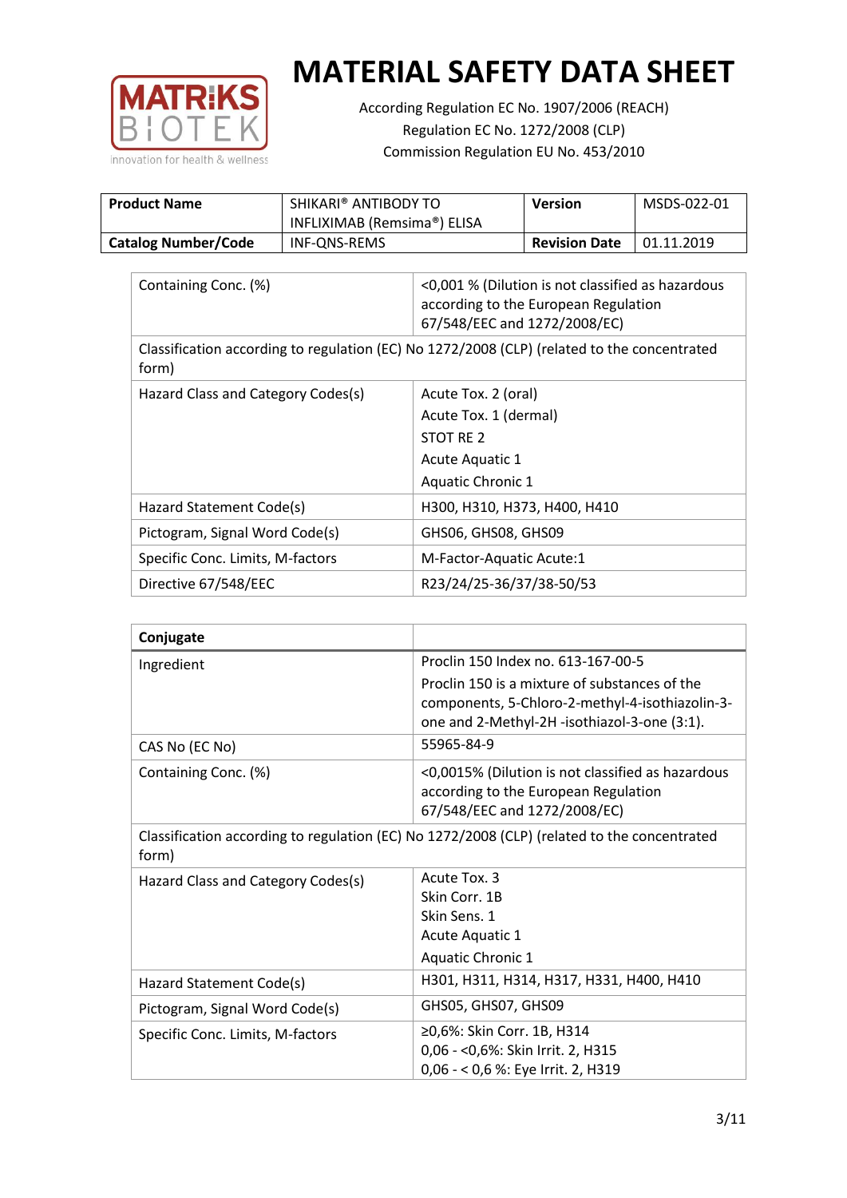# MATERIAL SAFETY DATA SHEET

According Regulation EC No. 1907/2006 (REACH)
Regulation EC No. 1272/2008 (CLP)
Commission Regulation EU No. 453/2010

| **Product Name** | SHIKARI® ANTIBODY TO INFLIXIMAB (Remsima®) ELISA | **Version** | MSDS-022-01 |
|---|---|---|---|
| **Catalog Number/Code** | INF-QNS-REMS | **Revision Date** | 01.11.2019 |

| | |
|---|---|
| Containing Conc. (%) | <0,001 % (Dilution is not classified as hazardous according to the European Regulation 67/548/EEC and 1272/2008/EC) |
| Classification according to regulation (EC) No 1272/2008 (CLP) (related to the concentrated form) | |
| Hazard Class and Category Codes(s) | Acute Tox. 2 (oral)<br>Acute Tox. 1 (dermal)<br>STOT RE 2<br>Acute Aquatic 1<br>Aquatic Chronic 1 |
| Hazard Statement Code(s) | H300, H310, H373, H400, H410 |
| Pictogram, Signal Word Code(s) | GHS06, GHS08, GHS09 |
| Specific Conc. Limits, M-factors | M-Factor-Aquatic Acute:1 |
| Directive 67/548/EEC | R23/24/25-36/37/38-50/53 |

| **Conjugate** | |
|---|---|
| Ingredient | Proclin 150 Index no. 613-167-00-5<br>Proclin 150 is a mixture of substances of the components, 5-Chloro-2-methyl-4-isothiazolin-3-one and 2-Methyl-2H -isothiazol-3-one (3:1). |
| CAS No (EC No) | 55965-84-9 |
| Containing Conc. (%) | <0,0015% (Dilution is not classified as hazardous according to the European Regulation 67/548/EEC and 1272/2008/EC) |
| Classification according to regulation (EC) No 1272/2008 (CLP) (related to the concentrated form) | |
| Hazard Class and Category Codes(s) | Acute Tox. 3<br>Skin Corr. 1B<br>Skin Sens. 1<br>Acute Aquatic 1<br>Aquatic Chronic 1 |
| Hazard Statement Code(s) | H301, H311, H314, H317, H331, H400, H410 |
| Pictogram, Signal Word Code(s) | GHS05, GHS07, GHS09 |
| Specific Conc. Limits, M-factors | ≥0,6%: Skin Corr. 1B, H314<br>0,06 - <0,6%: Skin Irrit. 2, H315<br>0,06 - < 0,6 %: Eye Irrit. 2, H319 |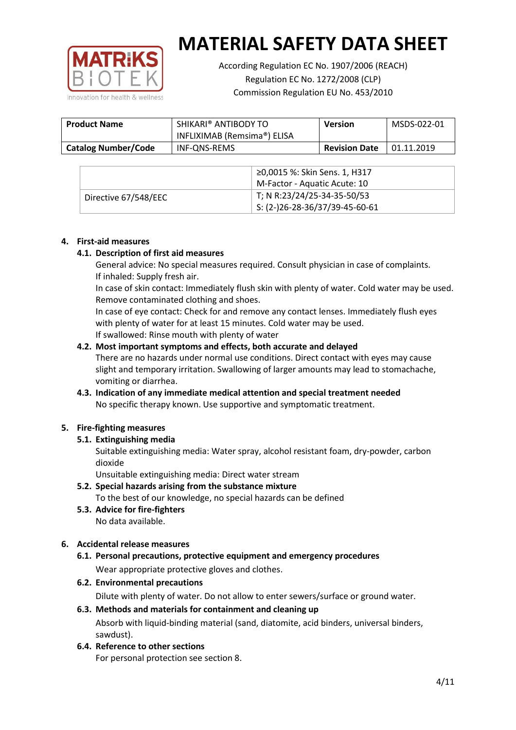# MATERIAL SAFETY DATA SHEET

According Regulation EC No. 1907/2006 (REACH)
Regulation EC No. 1272/2008 (CLP)
Commission Regulation EU No. 453/2010

| **Product Name** | SHIKARI® ANTIBODY TO INFLIXIMAB (Remsima®) ELISA | **Version** | MSDS-022-01 |
|---|---|---|---|
| **Catalog Number/Code** | INF-QNS-REMS | **Revision Date** | 01.11.2019 |

| | |
|---|---|
| | ≥0,0015 %: Skin Sens. 1, H317<br>M-Factor - Aquatic Acute: 10 |
| Directive 67/548/EEC | T; N R:23/24/25-34-35-50/53<br>S: (2-)26-28-36/37/39-45-60-61 |

## 4. First-aid measures

### 4.1. Description of first aid measures

General advice: No special measures required. Consult physician in case of complaints.
If inhaled: Supply fresh air.
In case of skin contact: Immediately flush skin with plenty of water. Cold water may be used. Remove contaminated clothing and shoes.
In case of eye contact: Check for and remove any contact lenses. Immediately flush eyes with plenty of water for at least 15 minutes. Cold water may be used.
If swallowed: Rinse mouth with plenty of water

### 4.2. Most important symptoms and effects, both accurate and delayed

There are no hazards under normal use conditions. Direct contact with eyes may cause slight and temporary irritation. Swallowing of larger amounts may lead to stomachache, vomiting or diarrhea.

### 4.3. Indication of any immediate medical attention and special treatment needed

No specific therapy known. Use supportive and symptomatic treatment.

## 5. Fire-fighting measures

### 5.1. Extinguishing media

Suitable extinguishing media: Water spray, alcohol resistant foam, dry-powder, carbon dioxide
Unsuitable extinguishing media: Direct water stream

### 5.2. Special hazards arising from the substance mixture

To the best of our knowledge, no special hazards can be defined

### 5.3. Advice for fire-fighters

No data available.

## 6. Accidental release measures

### 6.1. Personal precautions, protective equipment and emergency procedures

Wear appropriate protective gloves and clothes.

### 6.2. Environmental precautions

Dilute with plenty of water. Do not allow to enter sewers/surface or ground water.

### 6.3. Methods and materials for containment and cleaning up

Absorb with liquid-binding material (sand, diatomite, acid binders, universal binders, sawdust).

### 6.4. Reference to other sections

For personal protection see section 8.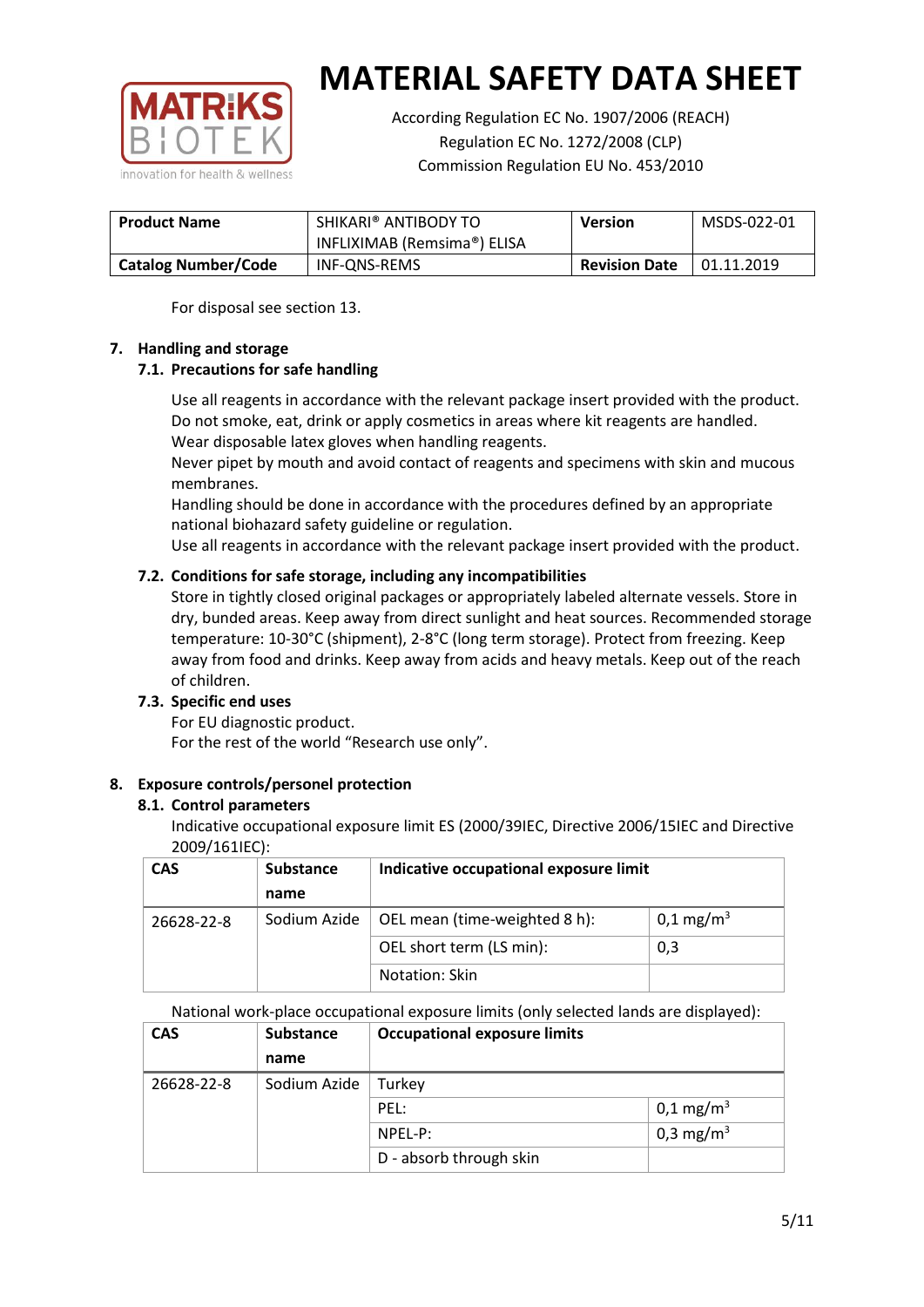For disposal see section 13.

## 7. Handling and storage

### 7.1. Precautions for safe handling

Use all reagents in accordance with the relevant package insert provided with the product.
Do not smoke, eat, drink or apply cosmetics in areas where kit reagents are handled.
Wear disposable latex gloves when handling reagents.
Never pipet by mouth and avoid contact of reagents and specimens with skin and mucous membranes.
Handling should be done in accordance with the procedures defined by an appropriate national biohazard safety guideline or regulation.
Use all reagents in accordance with the relevant package insert provided with the product.

### 7.2. Conditions for safe storage, including any incompatibilities

Store in tightly closed original packages or appropriately labeled alternate vessels. Store in dry, bunded areas. Keep away from direct sunlight and heat sources. Recommended storage temperature: 10-30°C (shipment), 2-8°C (long term storage). Protect from freezing. Keep away from food and drinks. Keep away from acids and heavy metals. Keep out of the reach of children.

### 7.3. Specific end uses

For EU diagnostic product.
For the rest of the world "Research use only".

## 8. Exposure controls/personel protection

### 8.1. Control parameters

Indicative occupational exposure limit ES (2000/39IEC, Directive 2006/15IEC and Directive 2009/161IEC):

| CAS | Substance name | Indicative occupational exposure limit | |
|---|---|---|---|
| 26628-22-8 | Sodium Azide | OEL mean (time-weighted 8 h): | 0,1 mg/m$^3$ |
| | | OEL short term (LS min): | 0,3 |
| | | Notation: Skin | |

National work-place occupational exposure limits (only selected lands are displayed):

| CAS | Substance name | Occupational exposure limits | |
|---|---|---|---|
| 26628-22-8 | Sodium Azide | Turkey | |
| | | PEL: | 0,1 mg/m$^3$ |
| | | NPEL-P: | 0,3 mg/m$^3$ |
| | | D - absorb through skin | |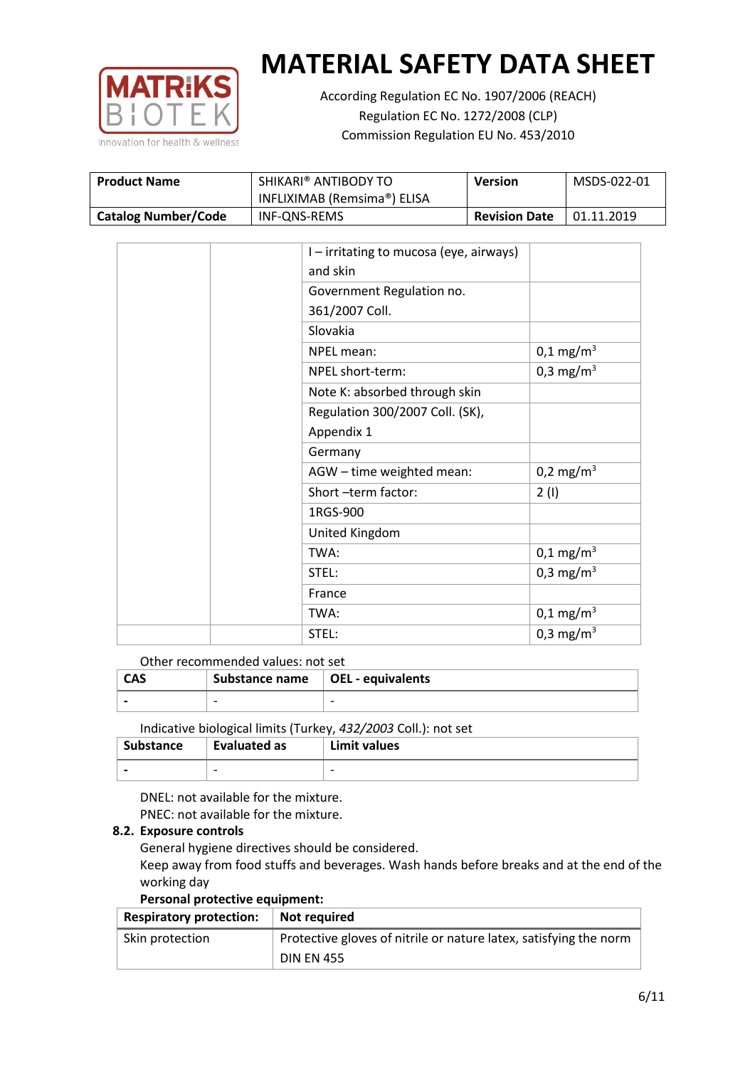| | | I – irritating to mucosa (eye, airways) and skin | |
|---|---|---|---|
| | | Government Regulation no. 361/2007 Coll. | |
| | | Slovakia | |
| | | NPEL mean: | 0,1 mg/m$^3$ |
| | | NPEL short-term: | 0,3 mg/m$^3$ |
| | | Note K: absorbed through skin | |
| | | Regulation 300/2007 Coll. (SK), Appendix 1 | |
| | | Germany | |
| | | AGW – time weighted mean: | 0,2 mg/m$^3$ |
| | | Short –term factor: | 2 (I) |
| | | 1RGS-900 | |
| | | United Kingdom | |
| | | TWA: | 0,1 mg/m$^3$ |
| | | STEL: | 0,3 mg/m$^3$ |
| | | France | |
| | | TWA: | 0,1 mg/m$^3$ |
| | | STEL: | 0,3 mg/m$^3$ |

Other recommended values: not set

| CAS | Substance name | OEL - equivalents |
|---|---|---|
| - | - | - |

Indicative biological limits (Turkey, *432/2003* Coll.): not set

| Substance | Evaluated as | Limit values |
|---|---|---|
| - | - | - |

DNEL: not available for the mixture.
PNEC: not available for the mixture.

### 8.2. Exposure controls

General hygiene directives should be considered.
Keep away from food stuffs and beverages. Wash hands before breaks and at the end of the working day

**Personal protective equipment:**

| Respiratory protection: | Not required |
|---|---|
| Skin protection | Protective gloves of nitrile or nature latex, satisfying the norm DIN EN 455 |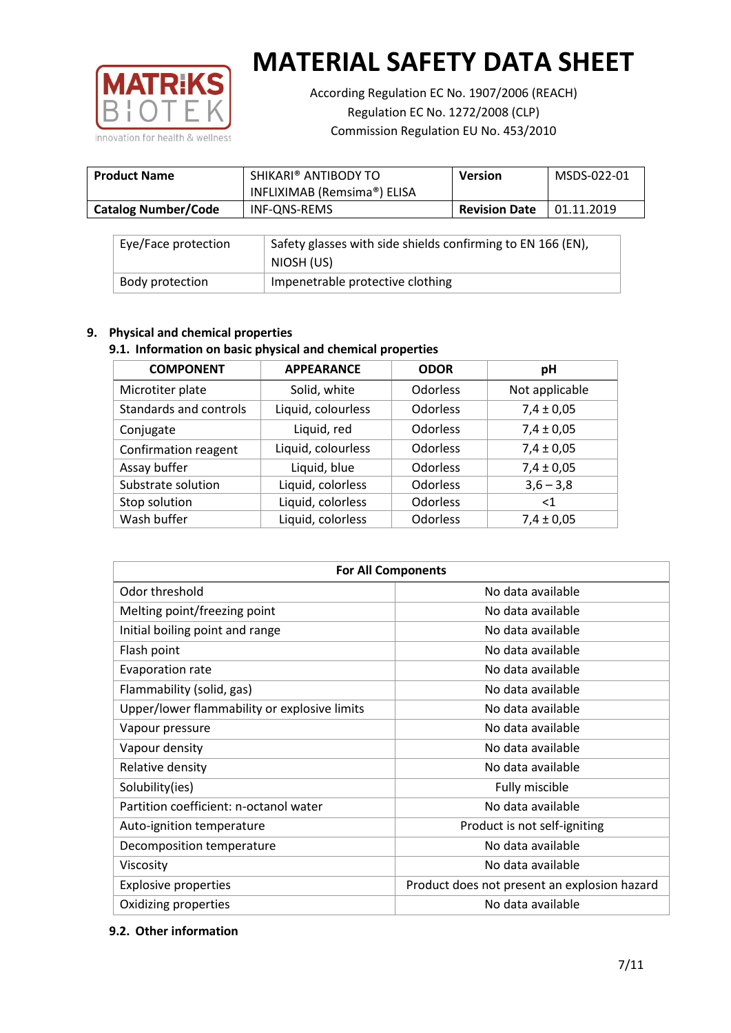| Product Name | SHIKARI® ANTIBODY TO INFLIXIMAB (Remsima®) ELISA | Version | MSDS-022-01 |
|---|---|---|---|
| Catalog Number/Code | INF-QNS-REMS | Revision Date | 01.11.2019 |

| Eye/Face protection | Safety glasses with side shields confirming to EN 166 (EN), NIOSH (US) |
|---|---|
| Body protection | Impenetrable protective clothing |

## 9. Physical and chemical properties

### 9.1. Information on basic physical and chemical properties

| COMPONENT | APPEARANCE | ODOR | pH |
|---|---|---|---|
| Microtiter plate | Solid, white | Odorless | Not applicable |
| Standards and controls | Liquid, colourless | Odorless | 7,4 ± 0,05 |
| Conjugate | Liquid, red | Odorless | 7,4 ± 0,05 |
| Confirmation reagent | Liquid, colourless | Odorless | 7,4 ± 0,05 |
| Assay buffer | Liquid, blue | Odorless | 7,4 ± 0,05 |
| Substrate solution | Liquid, colorless | Odorless | 3,6 – 3,8 |
| Stop solution | Liquid, colorless | Odorless | <1 |
| Wash buffer | Liquid, colorless | Odorless | 7,4 ± 0,05 |

| For All Components | |
|---|---|
| Odor threshold | No data available |
| Melting point/freezing point | No data available |
| Initial boiling point and range | No data available |
| Flash point | No data available |
| Evaporation rate | No data available |
| Flammability (solid, gas) | No data available |
| Upper/lower flammability or explosive limits | No data available |
| Vapour pressure | No data available |
| Vapour density | No data available |
| Relative density | No data available |
| Solubility(ies) | Fully miscible |
| Partition coefficient: n-octanol water | No data available |
| Auto-ignition temperature | Product is not self-igniting |
| Decomposition temperature | No data available |
| Viscosity | No data available |
| Explosive properties | Product does not present an explosion hazard |
| Oxidizing properties | No data available |

### 9.2. Other information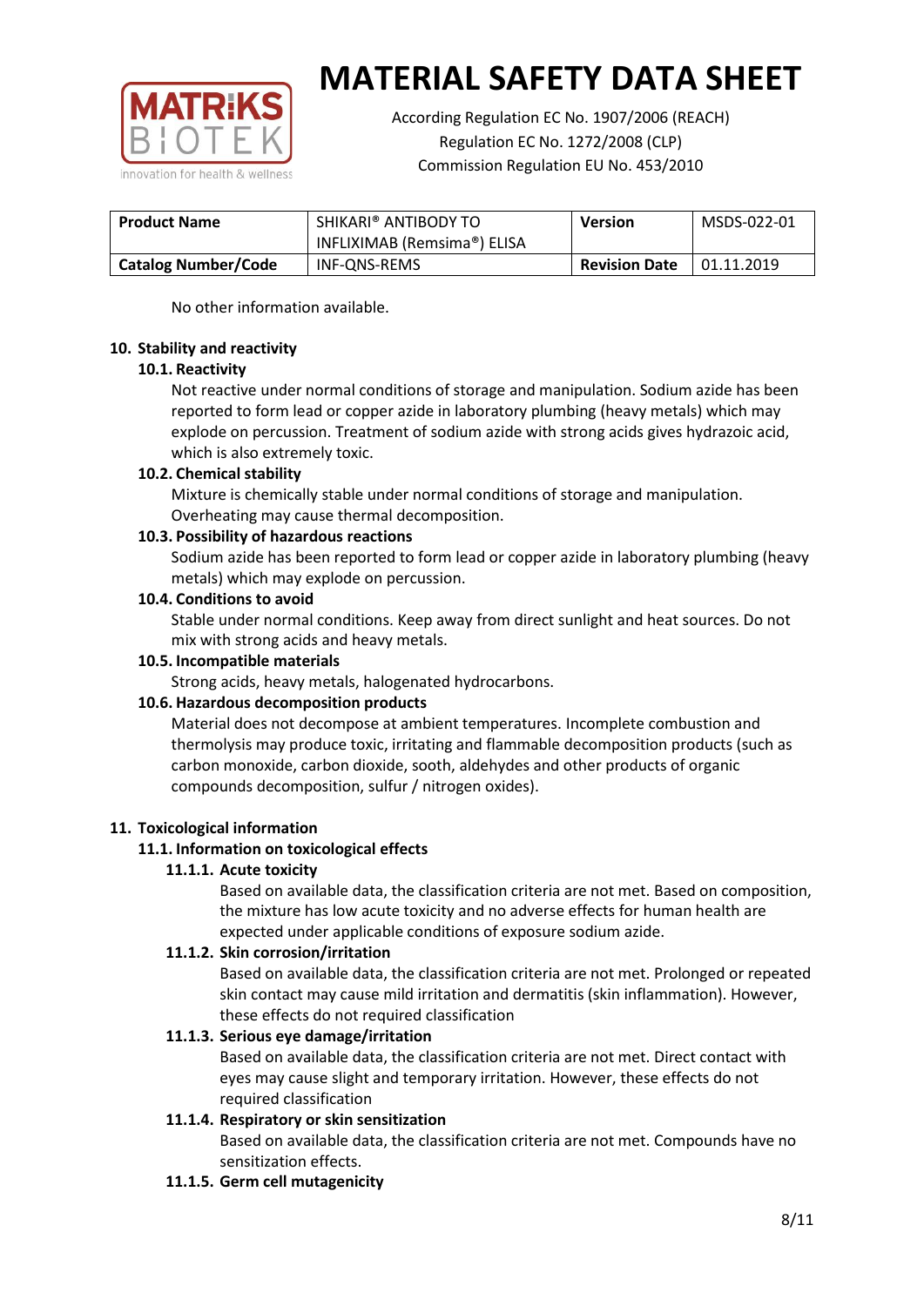No other information available.

## 10. Stability and reactivity

### 10.1. Reactivity

Not reactive under normal conditions of storage and manipulation. Sodium azide has been reported to form lead or copper azide in laboratory plumbing (heavy metals) which may explode on percussion. Treatment of sodium azide with strong acids gives hydrazoic acid, which is also extremely toxic.

### 10.2. Chemical stability

Mixture is chemically stable under normal conditions of storage and manipulation. Overheating may cause thermal decomposition.

### 10.3. Possibility of hazardous reactions

Sodium azide has been reported to form lead or copper azide in laboratory plumbing (heavy metals) which may explode on percussion.

### 10.4. Conditions to avoid

Stable under normal conditions. Keep away from direct sunlight and heat sources. Do not mix with strong acids and heavy metals.

### 10.5. Incompatible materials

Strong acids, heavy metals, halogenated hydrocarbons.

### 10.6. Hazardous decomposition products

Material does not decompose at ambient temperatures. Incomplete combustion and thermolysis may produce toxic, irritating and flammable decomposition products (such as carbon monoxide, carbon dioxide, sooth, aldehydes and other products of organic compounds decomposition, sulfur / nitrogen oxides).

## 11. Toxicological information

### 11.1. Information on toxicological effects

#### 11.1.1. Acute toxicity

Based on available data, the classification criteria are not met. Based on composition, the mixture has low acute toxicity and no adverse effects for human health are expected under applicable conditions of exposure sodium azide.

#### 11.1.2. Skin corrosion/irritation

Based on available data, the classification criteria are not met. Prolonged or repeated skin contact may cause mild irritation and dermatitis (skin inflammation). However, these effects do not required classification

#### 11.1.3. Serious eye damage/irritation

Based on available data, the classification criteria are not met. Direct contact with eyes may cause slight and temporary irritation. However, these effects do not required classification

#### 11.1.4. Respiratory or skin sensitization

Based on available data, the classification criteria are not met. Compounds have no sensitization effects.

#### 11.1.5. Germ cell mutagenicity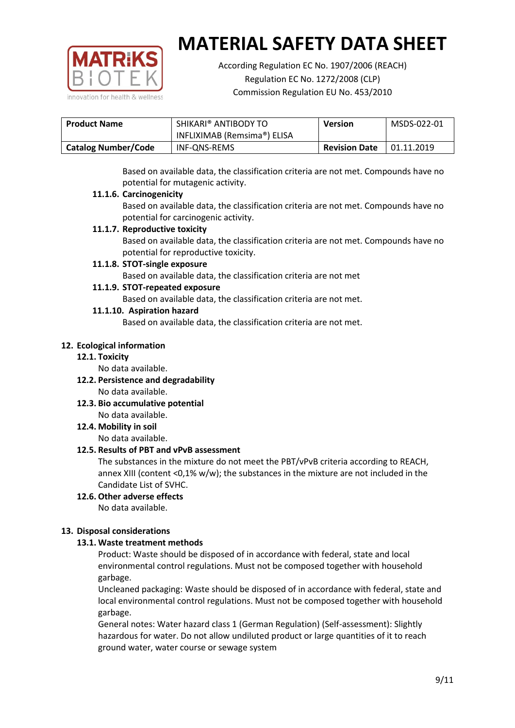Based on available data, the classification criteria are not met. Compounds have no potential for mutagenic activity.

#### 11.1.6. Carcinogenicity

Based on available data, the classification criteria are not met. Compounds have no potential for carcinogenic activity.

#### 11.1.7. Reproductive toxicity

Based on available data, the classification criteria are not met. Compounds have no potential for reproductive toxicity.

#### 11.1.8. STOT-single exposure

Based on available data, the classification criteria are not met

#### 11.1.9. STOT-repeated exposure

Based on available data, the classification criteria are not met.

#### 11.1.10. Aspiration hazard

Based on available data, the classification criteria are not met.

## 12. Ecological information

### 12.1. Toxicity

No data available.

### 12.2. Persistence and degradability

No data available.

### 12.3. Bio accumulative potential

No data available.

### 12.4. Mobility in soil

No data available.

### 12.5. Results of PBT and vPvB assessment

The substances in the mixture do not meet the PBT/vPvB criteria according to REACH, annex XIII (content <0,1% w/w); the substances in the mixture are not included in the Candidate List of SVHC.

### 12.6. Other adverse effects

No data available.

## 13. Disposal considerations

### 13.1. Waste treatment methods

Product: Waste should be disposed of in accordance with federal, state and local environmental control regulations. Must not be composed together with household garbage.

Uncleaned packaging: Waste should be disposed of in accordance with federal, state and local environmental control regulations. Must not be composed together with household garbage.

General notes: Water hazard class 1 (German Regulation) (Self-assessment): Slightly hazardous for water. Do not allow undiluted product or large quantities of it to reach ground water, water course or sewage system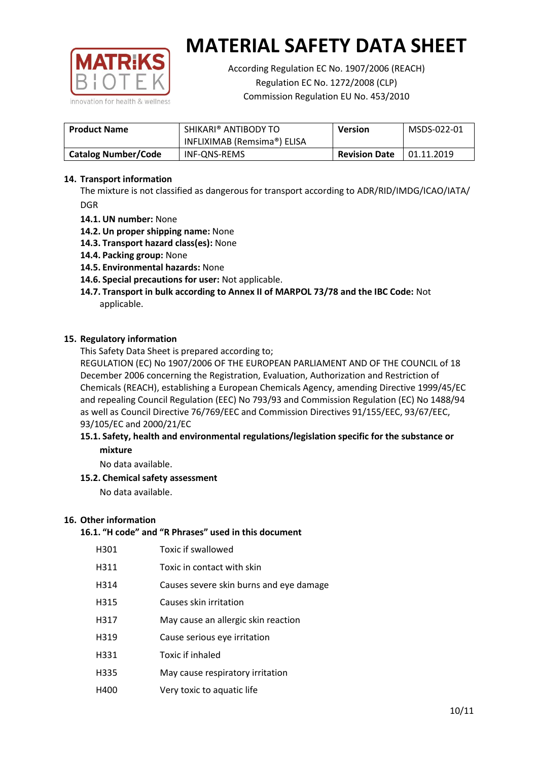# MATERIAL SAFETY DATA SHEET

According Regulation EC No. 1907/2006 (REACH)
Regulation EC No. 1272/2008 (CLP)
Commission Regulation EU No. 453/2010

| **Product Name** | SHIKARI® ANTIBODY TO INFLIXIMAB (Remsima®) ELISA | **Version** | MSDS-022-01 |
|---|---|---|---|
| **Catalog Number/Code** | INF-QNS-REMS | **Revision Date** | 01.11.2019 |

## 14. Transport information

The mixture is not classified as dangerous for transport according to ADR/RID/IMDG/ICAO/IATA/DGR

- **14.1. UN number:** None
- **14.2. Un proper shipping name:** None
- **14.3. Transport hazard class(es):** None
- **14.4. Packing group:** None
- **14.5. Environmental hazards:** None
- **14.6. Special precautions for user:** Not applicable.
- **14.7. Transport in bulk according to Annex II of MARPOL 73/78 and the IBC Code:** Not applicable.

## 15. Regulatory information

This Safety Data Sheet is prepared according to;

REGULATION (EC) No 1907/2006 OF THE EUROPEAN PARLIAMENT AND OF THE COUNCIL of 18 December 2006 concerning the Registration, Evaluation, Authorization and Restriction of Chemicals (REACH), establishing a European Chemicals Agency, amending Directive 1999/45/EC and repealing Council Regulation (EEC) No 793/93 and Commission Regulation (EC) No 1488/94 as well as Council Directive 76/769/EEC and Commission Directives 91/155/EEC, 93/67/EEC, 93/105/EC and 2000/21/EC

### 15.1. Safety, health and environmental regulations/legislation specific for the substance or mixture

No data available.

### 15.2. Chemical safety assessment

No data available.

## 16. Other information

### 16.1. "H code" and "R Phrases" used in this document

| | |
|---|---|
| H301 | Toxic if swallowed |
| H311 | Toxic in contact with skin |
| H314 | Causes severe skin burns and eye damage |
| H315 | Causes skin irritation |
| H317 | May cause an allergic skin reaction |
| H319 | Cause serious eye irritation |
| H331 | Toxic if inhaled |
| H335 | May cause respiratory irritation |
| H400 | Very toxic to aquatic life |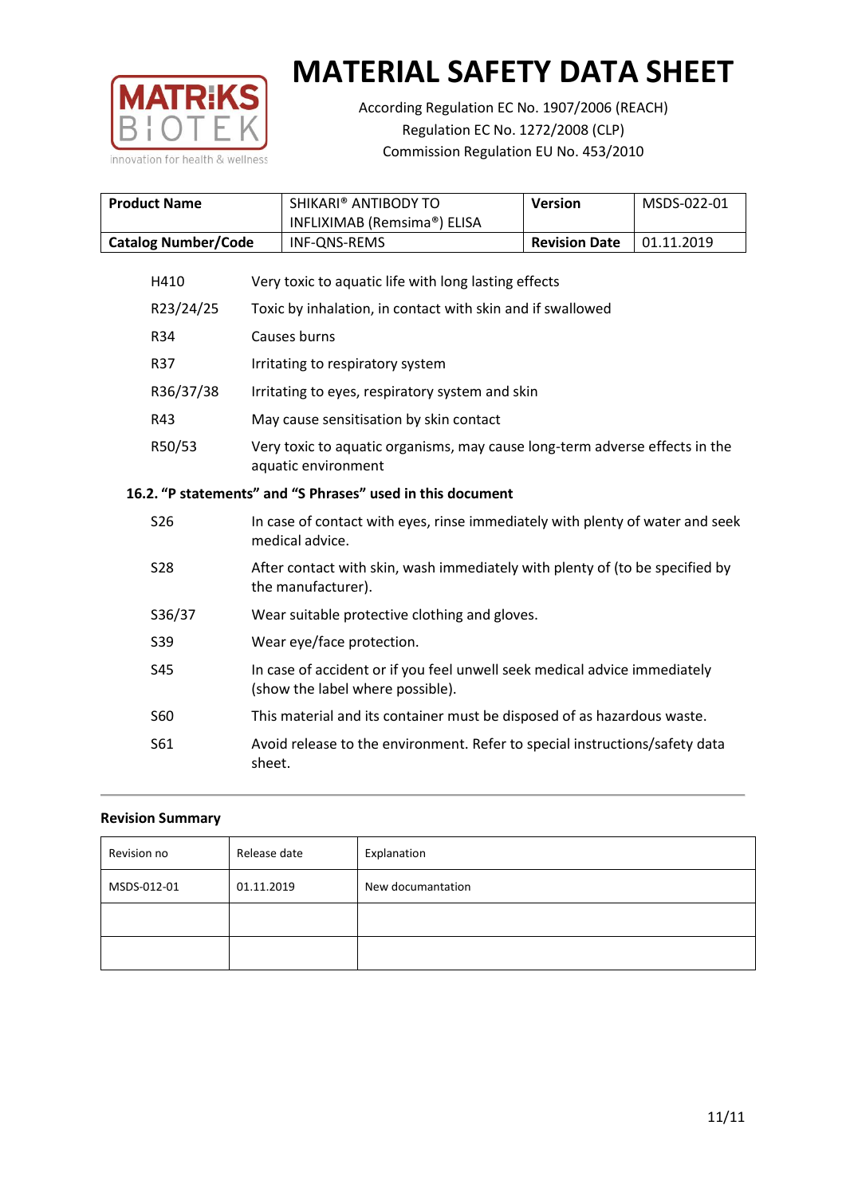| | | | |
|---|---|---|---|
| **Product Name** | SHIKARI® ANTIBODY TO INFLIXIMAB (Remsima®) ELISA | **Version** | MSDS-022-01 |
| **Catalog Number/Code** | INF-QNS-REMS | **Revision Date** | 01.11.2019 |

| | |
|---|---|
| H410 | Very toxic to aquatic life with long lasting effects |
| R23/24/25 | Toxic by inhalation, in contact with skin and if swallowed |
| R34 | Causes burns |
| R37 | Irritating to respiratory system |
| R36/37/38 | Irritating to eyes, respiratory system and skin |
| R43 | May cause sensitisation by skin contact |
| R50/53 | Very toxic to aquatic organisms, may cause long-term adverse effects in the aquatic environment |

### 16.2. "P statements" and "S Phrases" used in this document

| | |
|---|---|
| S26 | In case of contact with eyes, rinse immediately with plenty of water and seek medical advice. |
| S28 | After contact with skin, wash immediately with plenty of (to be specified by the manufacturer). |
| S36/37 | Wear suitable protective clothing and gloves. |
| S39 | Wear eye/face protection. |
| S45 | In case of accident or if you feel unwell seek medical advice immediately (show the label where possible). |
| S60 | This material and its container must be disposed of as hazardous waste. |
| S61 | Avoid release to the environment. Refer to special instructions/safety data sheet. |

**Revision Summary**

| Revision no | Release date | Explanation |
|---|---|---|
| MSDS-012-01 | 01.11.2019 | New documantation |
| | | |
| | | |